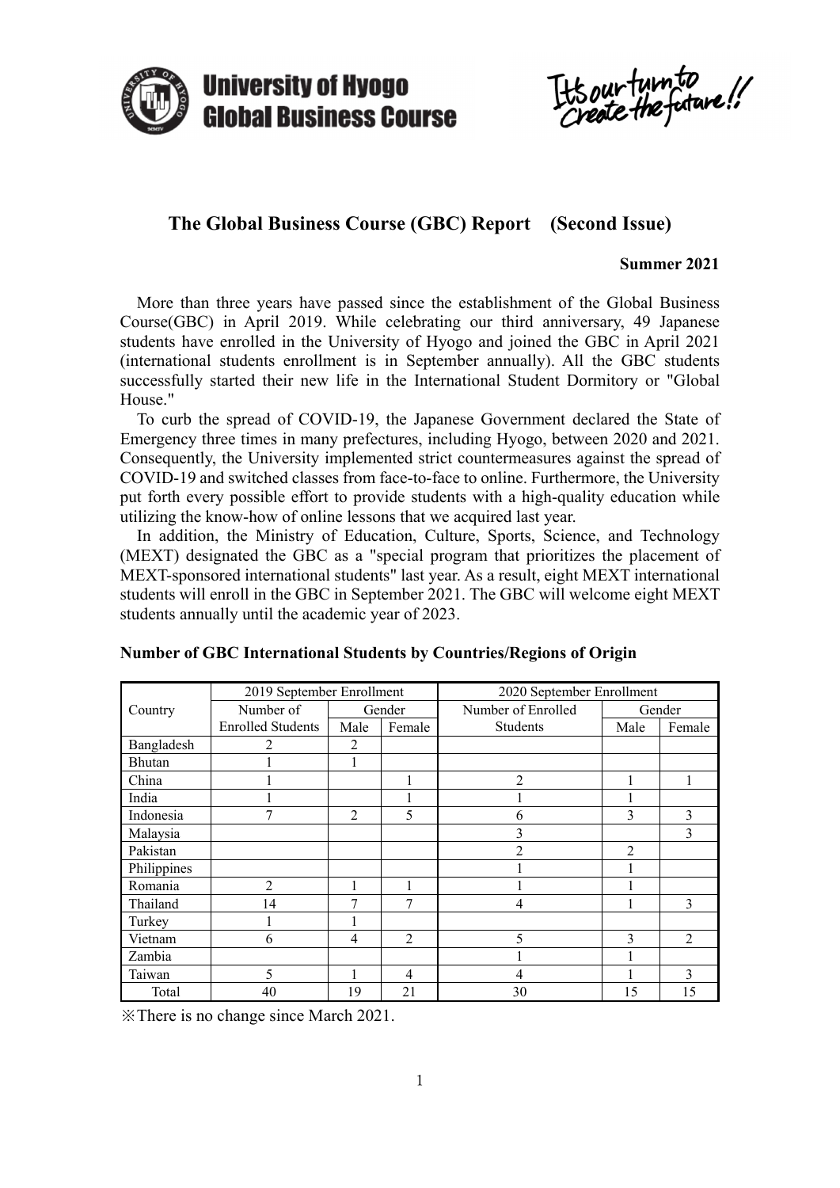University of Hyogo
Global Business Course

It's our turn to create the future!!

# The Global Business Course (GBC) Report　(Second Issue)

**Summer 2021**

More than three years have passed since the establishment of the Global Business Course(GBC) in April 2019. While celebrating our third anniversary, 49 Japanese students have enrolled in the University of Hyogo and joined the GBC in April 2021 (international students enrollment is in September annually). All the GBC students successfully started their new life in the International Student Dormitory or "Global House."

To curb the spread of COVID-19, the Japanese Government declared the State of Emergency three times in many prefectures, including Hyogo, between 2020 and 2021. Consequently, the University implemented strict countermeasures against the spread of COVID-19 and switched classes from face-to-face to online. Furthermore, the University put forth every possible effort to provide students with a high-quality education while utilizing the know-how of online lessons that we acquired last year.

In addition, the Ministry of Education, Culture, Sports, Science, and Technology (MEXT) designated the GBC as a "special program that prioritizes the placement of MEXT-sponsored international students" last year. As a result, eight MEXT international students will enroll in the GBC in September 2021. The GBC will welcome eight MEXT students annually until the academic year of 2023.

**Number of GBC International Students by Countries/Regions of Origin**

| Country | 2019 September Enrollment | | | 2020 September Enrollment | | |
|---|---|---|---|---|---|---|
| | Number of Enrolled Students | Gender | | Number of Enrolled Students | Gender | |
| | | Male | Female | | Male | Female |
| Bangladesh | 2 | 2 | | | | |
| Bhutan | 1 | 1 | | | | |
| China | 1 | | 1 | 2 | 1 | 1 |
| India | 1 | | 1 | 1 | 1 | |
| Indonesia | 7 | 2 | 5 | 6 | 3 | 3 |
| Malaysia | | | | 3 | | 3 |
| Pakistan | | | | 2 | 2 | |
| Philippines | | | | 1 | 1 | |
| Romania | 2 | 1 | 1 | 1 | 1 | |
| Thailand | 14 | 7 | 7 | 4 | 1 | 3 |
| Turkey | 1 | 1 | | | | |
| Vietnam | 6 | 4 | 2 | 5 | 3 | 2 |
| Zambia | | | | 1 | 1 | |
| Taiwan | 5 | 1 | 4 | 4 | 1 | 3 |
| Total | 40 | 19 | 21 | 30 | 15 | 15 |

※There is no change since March 2021.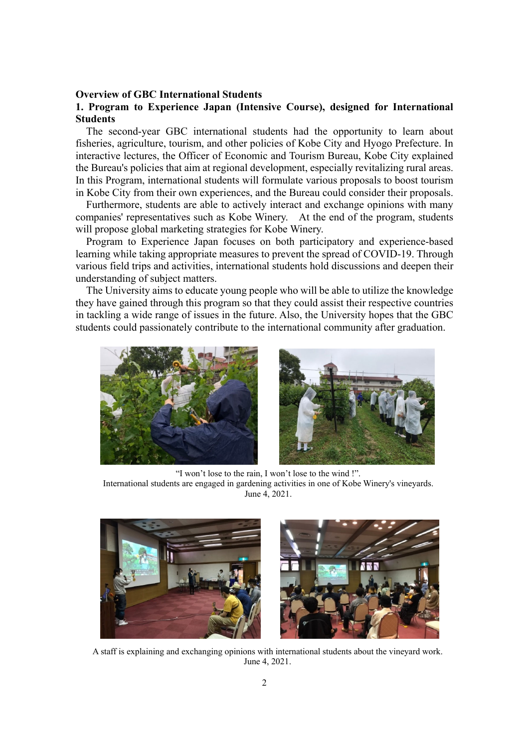**Overview of GBC International Students**

**1. Program to Experience Japan (Intensive Course), designed for International Students**

The second-year GBC international students had the opportunity to learn about fisheries, agriculture, tourism, and other policies of Kobe City and Hyogo Prefecture. In interactive lectures, the Officer of Economic and Tourism Bureau, Kobe City explained the Bureau's policies that aim at regional development, especially revitalizing rural areas. In this Program, international students will formulate various proposals to boost tourism in Kobe City from their own experiences, and the Bureau could consider their proposals.

Furthermore, students are able to actively interact and exchange opinions with many companies' representatives such as Kobe Winery. At the end of the program, students will propose global marketing strategies for Kobe Winery.

Program to Experience Japan focuses on both participatory and experience-based learning while taking appropriate measures to prevent the spread of COVID-19. Through various field trips and activities, international students hold discussions and deepen their understanding of subject matters.

The University aims to educate young people who will be able to utilize the knowledge they have gained through this program so that they could assist their respective countries in tackling a wide range of issues in the future. Also, the University hopes that the GBC students could passionately contribute to the international community after graduation.

"I won't lose to the rain, I won't lose to the wind !".
International students are engaged in gardening activities in one of Kobe Winery's vineyards.
June 4, 2021.

A staff is explaining and exchanging opinions with international students about the vineyard work.
June 4, 2021.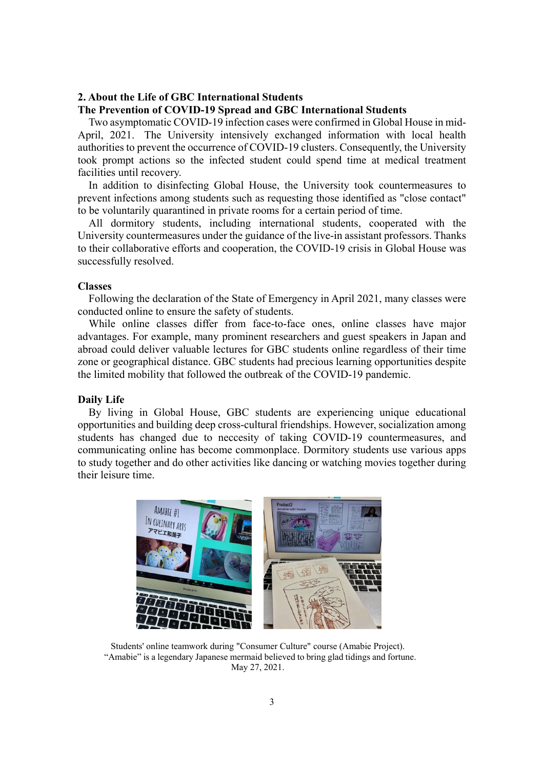## 2. About the Life of GBC International Students

### The Prevention of COVID-19 Spread and GBC International Students

Two asymptomatic COVID-19 infection cases were confirmed in Global House in mid-April, 2021. The University intensively exchanged information with local health authorities to prevent the occurrence of COVID-19 clusters. Consequently, the University took prompt actions so the infected student could spend time at medical treatment facilities until recovery.

In addition to disinfecting Global House, the University took countermeasures to prevent infections among students such as requesting those identified as "close contact" to be voluntarily quarantined in private rooms for a certain period of time.

All dormitory students, including international students, cooperated with the University countermeasures under the guidance of the live-in assistant professors. Thanks to their collaborative efforts and cooperation, the COVID-19 crisis in Global House was successfully resolved.

### Classes

Following the declaration of the State of Emergency in April 2021, many classes were conducted online to ensure the safety of students.

While online classes differ from face-to-face ones, online classes have major advantages. For example, many prominent researchers and guest speakers in Japan and abroad could deliver valuable lectures for GBC students online regardless of their time zone or geographical distance. GBC students had precious learning opportunities despite the limited mobility that followed the outbreak of the COVID-19 pandemic.

### Daily Life

By living in Global House, GBC students are experiencing unique educational opportunities and building deep cross-cultural friendships. However, socialization among students has changed due to neccesity of taking COVID-19 countermeasures, and communicating online has become commonplace. Dormitory students use various apps to study together and do other activities like dancing or watching movies together during their leisure time.

Students' online teamwork during "Consumer Culture" course (Amabie Project).
“Amabie” is a legendary Japanese mermaid believed to bring glad tidings and fortune.
May 27, 2021.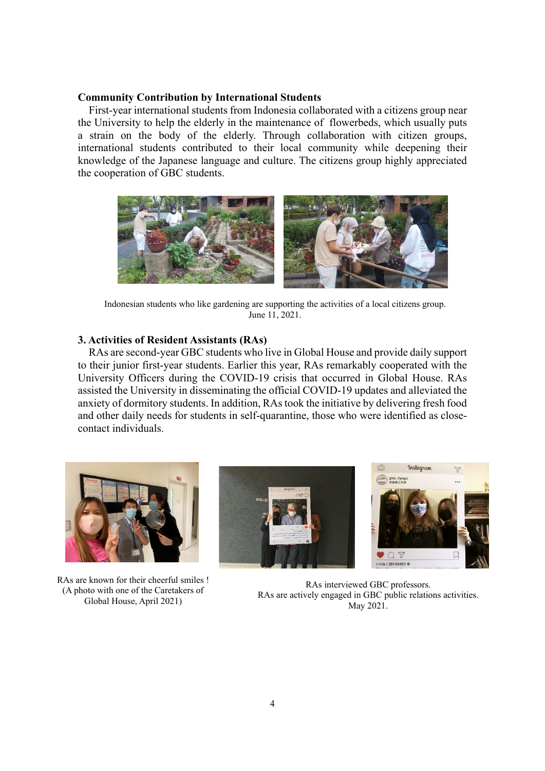**Community Contribution by International Students**

First-year international students from Indonesia collaborated with a citizens group near the University to help the elderly in the maintenance of flowerbeds, which usually puts a strain on the body of the elderly. Through collaboration with citizen groups, international students contributed to their local community while deepening their knowledge of the Japanese language and culture. The citizens group highly appreciated the cooperation of GBC students.

Indonesian students who like gardening are supporting the activities of a local citizens group.
June 11, 2021.

### 3. Activities of Resident Assistants (RAs)

RAs are second-year GBC students who live in Global House and provide daily support to their junior first-year students. Earlier this year, RAs remarkably cooperated with the University Officers during the COVID-19 crisis that occurred in Global House. RAs assisted the University in disseminating the official COVID-19 updates and alleviated the anxiety of dormitory students. In addition, RAs took the initiative by delivering fresh food and other daily needs for students in self-quarantine, those who were identified as close-contact individuals.

RAs are known for their cheerful smiles !
(A photo with one of the Caretakers of Global House, April 2021)

RAs interviewed GBC professors.
RAs are actively engaged in GBC public relations activities.
May 2021.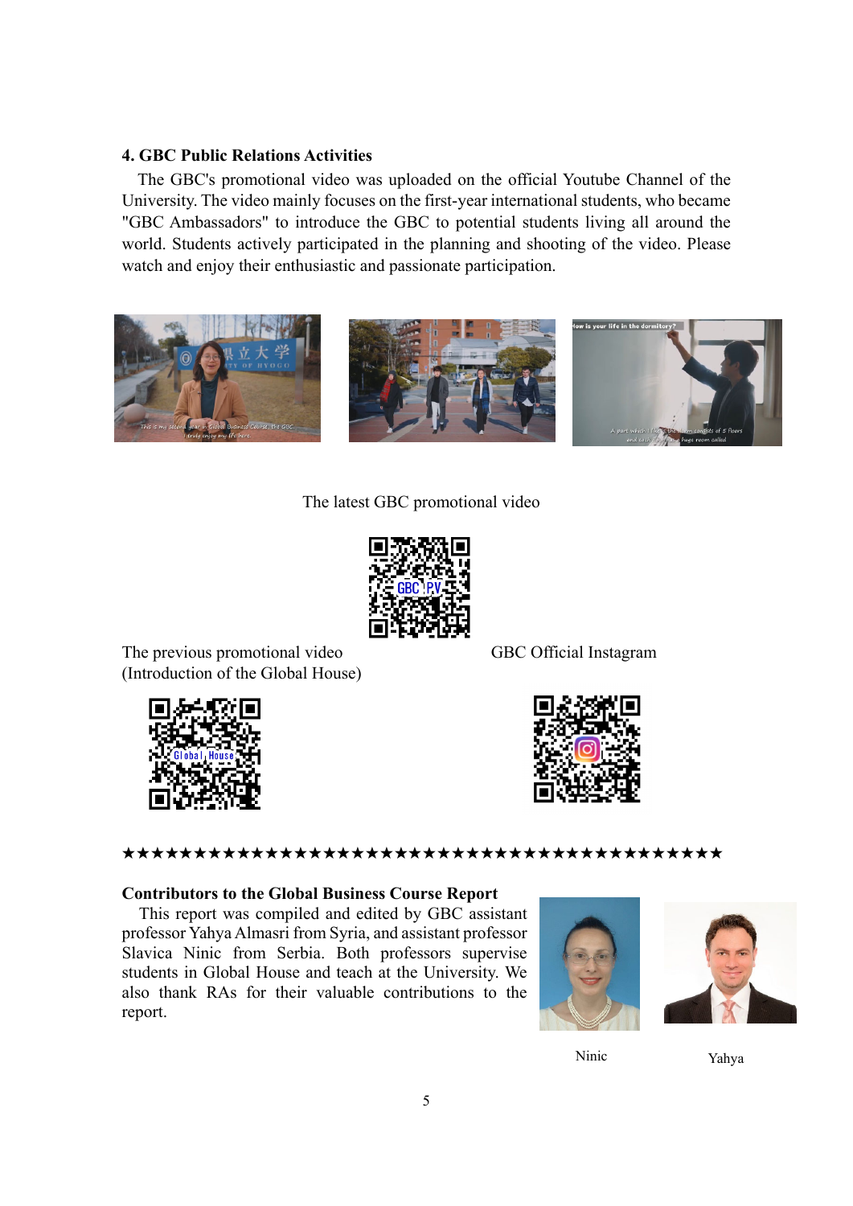## 4. GBC Public Relations Activities

The GBC's promotional video was uploaded on the official Youtube Channel of the University. The video mainly focuses on the first-year international students, who became "GBC Ambassadors" to introduce the GBC to potential students living all around the world. Students actively participated in the planning and shooting of the video. Please watch and enjoy their enthusiastic and passionate participation.

The latest GBC promotional video

The previous promotional video (Introduction of the Global House)

GBC Official Instagram

★★★★★★★★★★★★★★★★★★★★★★★★★★★★★★★★★★★★★★★★★★

## Contributors to the Global Business Course Report

This report was compiled and edited by GBC assistant professor Yahya Almasri from Syria, and assistant professor Slavica Ninic from Serbia. Both professors supervise students in Global House and teach at the University. We also thank RAs for their valuable contributions to the report.

Ninic

Yahya